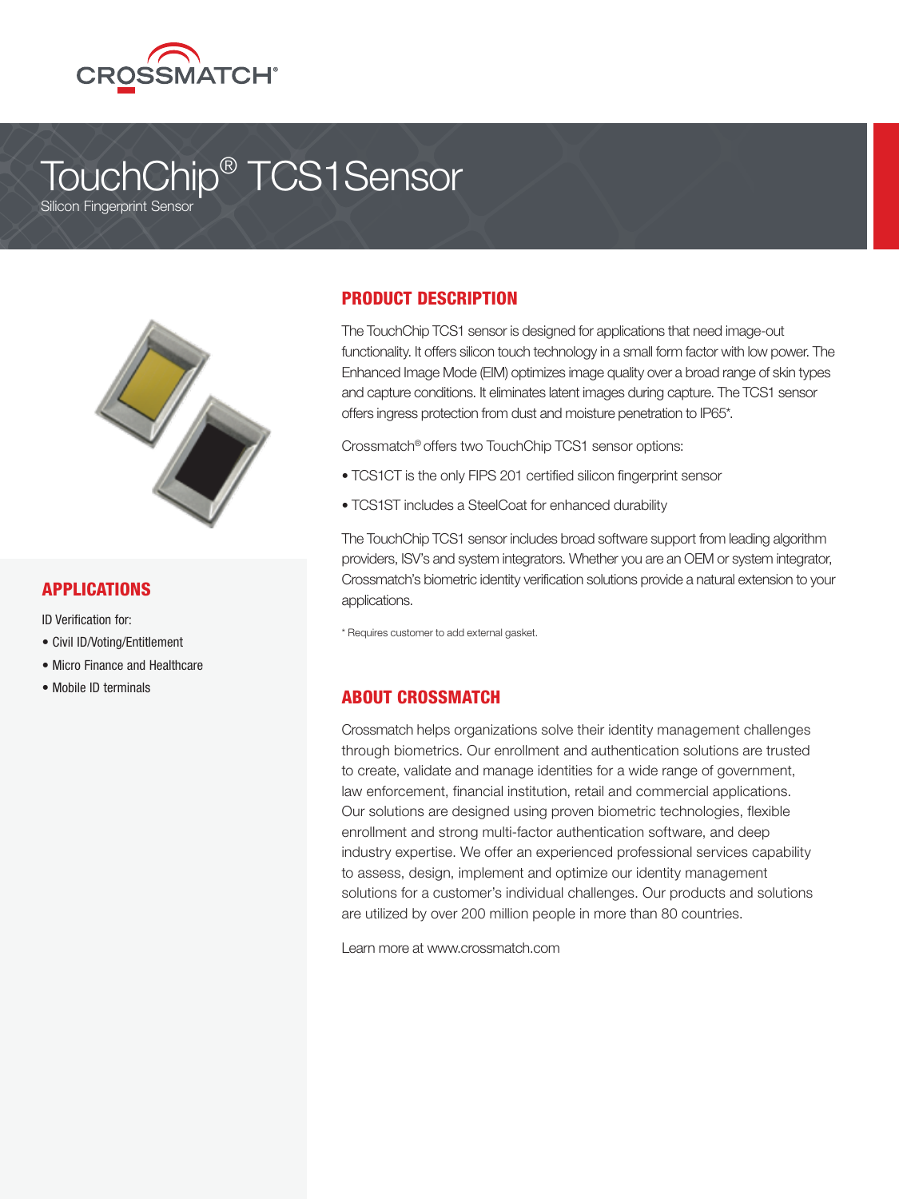CROSSMATCH®

# TouchChip® TCS1Sensor

Silicon Fingerprint Sensor

## PRODUCT DESCRIPTION

The TouchChip TCS1 sensor is designed for applications that need image-out functionality. It offers silicon touch technology in a small form factor with low power. The Enhanced Image Mode (EIM) optimizes image quality over a broad range of skin types and capture conditions. It eliminates latent images during capture. The TCS1 sensor offers ingress protection from dust and moisture penetration to IP65*.

Crossmatch® offers two TouchChip TCS1 sensor options:

- TCS1CT is the only FIPS 201 certified silicon fingerprint sensor
- TCS1ST includes a SteelCoat for enhanced durability

The TouchChip TCS1 sensor includes broad software support from leading algorithm providers, ISV's and system integrators. Whether you are an OEM or system integrator, Crossmatch's biometric identity verification solutions provide a natural extension to your applications.

* Requires customer to add external gasket.

## APPLICATIONS

ID Verification for:

- Civil ID/Voting/Entitlement
- Micro Finance and Healthcare
- Mobile ID terminals

## ABOUT CROSSMATCH

Crossmatch helps organizations solve their identity management challenges through biometrics. Our enrollment and authentication solutions are trusted to create, validate and manage identities for a wide range of government, law enforcement, financial institution, retail and commercial applications. Our solutions are designed using proven biometric technologies, flexible enrollment and strong multi-factor authentication software, and deep industry expertise. We offer an experienced professional services capability to assess, design, implement and optimize our identity management solutions for a customer's individual challenges. Our products and solutions are utilized by over 200 million people in more than 80 countries.

Learn more at www.crossmatch.com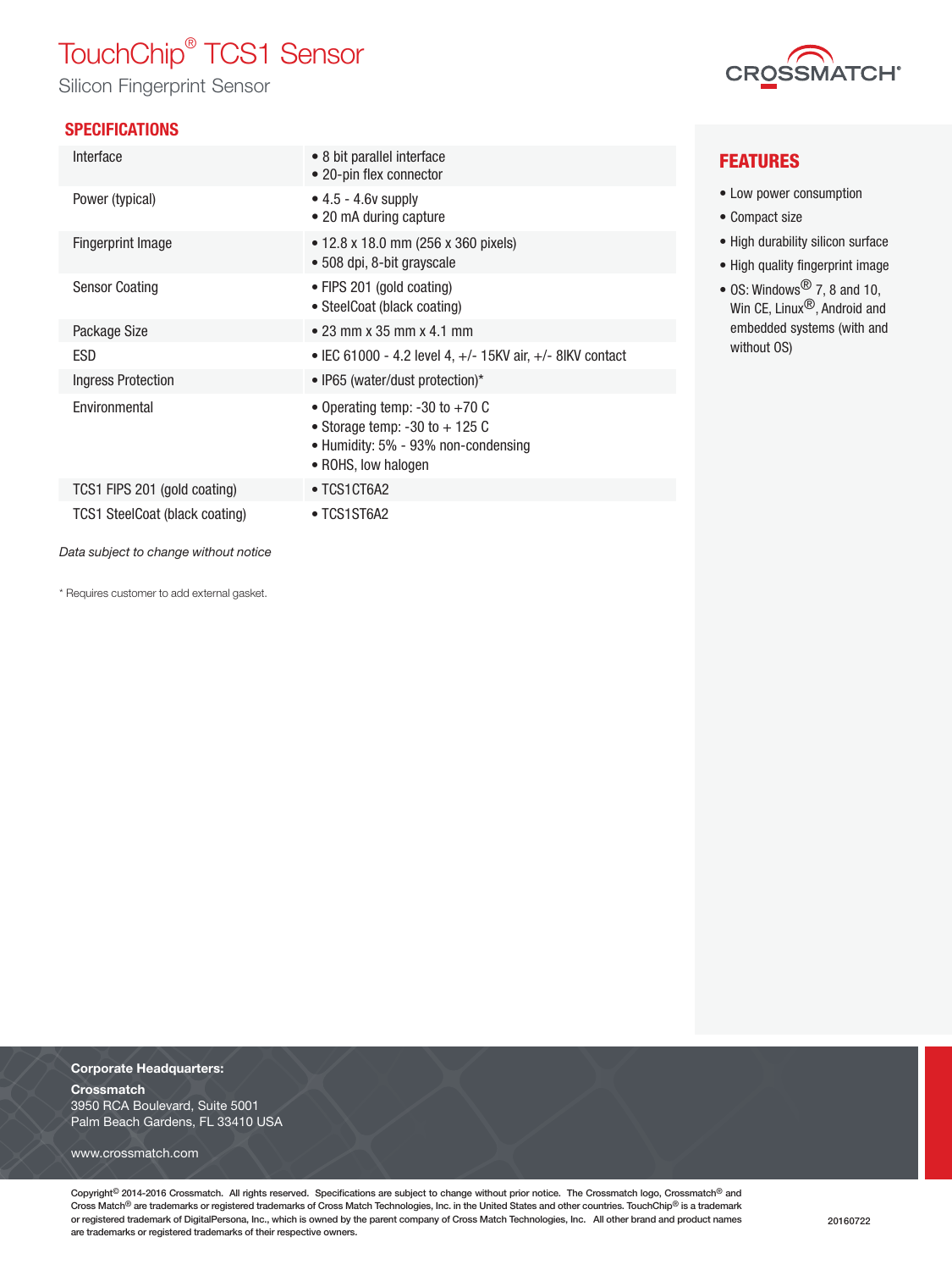# TouchChip® TCS1 Sensor

Silicon Fingerprint Sensor

CROSSMATCH®

## SPECIFICATIONS

| | |
|---|---|
| Interface | • 8 bit parallel interface<br>• 20-pin flex connector |
| Power (typical) | • 4.5 - 4.6v supply<br>• 20 mA during capture |
| Fingerprint Image | • 12.8 x 18.0 mm (256 x 360 pixels)<br>• 508 dpi, 8-bit grayscale |
| Sensor Coating | • FIPS 201 (gold coating)<br>• SteelCoat (black coating) |
| Package Size | • 23 mm x 35 mm x 4.1 mm |
| ESD | • IEC 61000 - 4.2 level 4, +/- 15KV air, +/- 8IKV contact |
| Ingress Protection | • IP65 (water/dust protection)* |
| Environmental | • Operating temp: -30 to +70 C<br>• Storage temp: -30 to + 125 C<br>• Humidity: 5% - 93% non-condensing<br>• ROHS, low halogen |
| TCS1 FIPS 201 (gold coating) | • TCS1CT6A2 |
| TCS1 SteelCoat (black coating) | • TCS1ST6A2 |

*Data subject to change without notice*

\* Requires customer to add external gasket.

## FEATURES

- Low power consumption
- Compact size
- High durability silicon surface
- High quality fingerprint image
- OS: Windows® 7, 8 and 10, Win CE, Linux®, Android and embedded systems (with and without OS)

**Corporate Headquarters:**

**Crossmatch**
3950 RCA Boulevard, Suite 5001
Palm Beach Gardens, FL 33410 USA

www.crossmatch.com

Copyright© 2014-2016 Crossmatch. All rights reserved. Specifications are subject to change without prior notice. The Crossmatch logo, Crossmatch® and Cross Match® are trademarks or registered trademarks of Cross Match Technologies, Inc. in the United States and other countries. TouchChip® is a trademark or registered trademark of DigitalPersona, Inc., which is owned by the parent company of Cross Match Technologies, Inc. All other brand and product names are trademarks or registered trademarks of their respective owners.

20160722